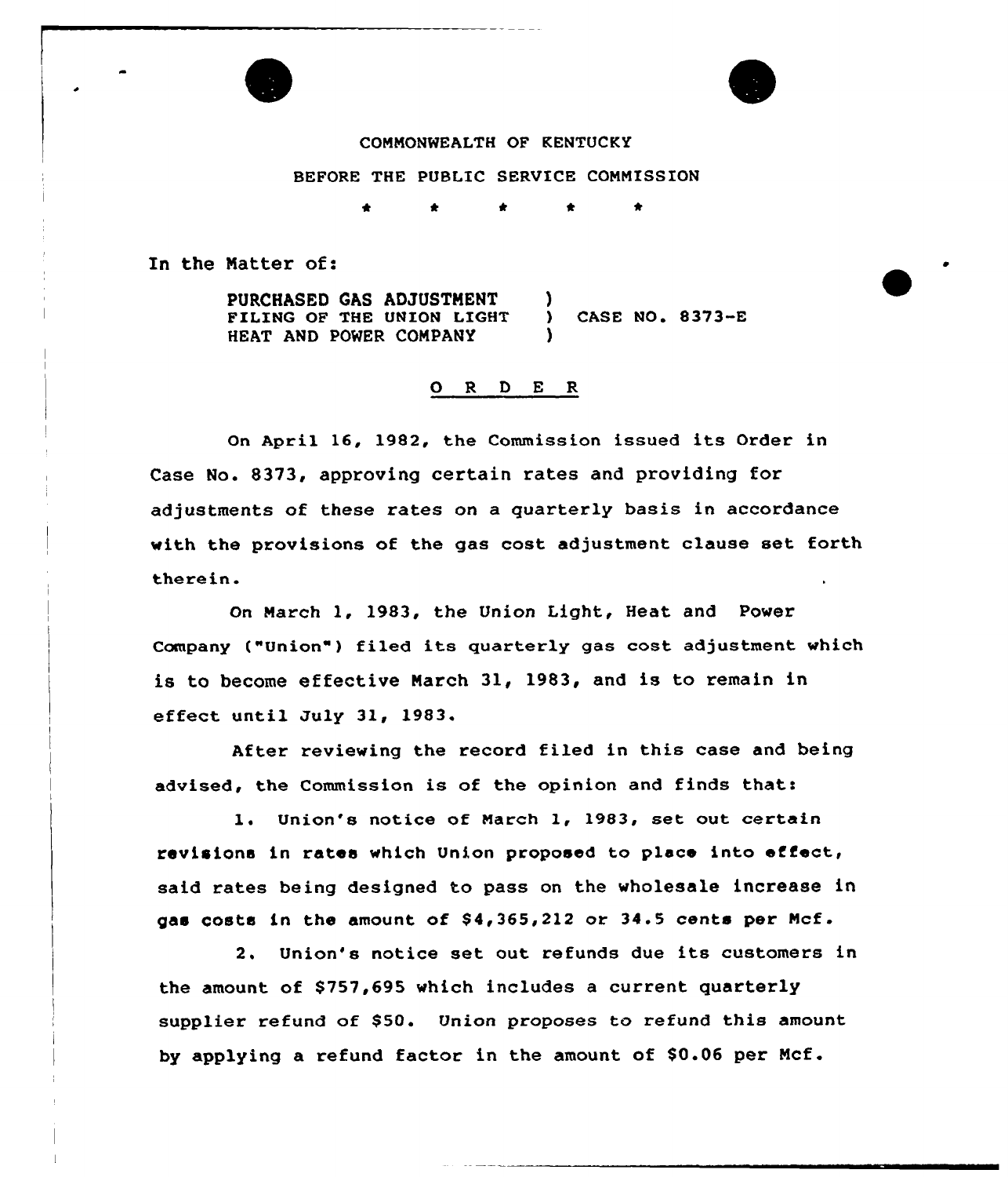COMMONWEALTH OF KENTUCKY

BEFORE THE PUBLIC SERVICE COMMISSION

\* \* \* \* \*

In the Matter of:

PURCHASED GAS ADJUSTMENT FILING OF THE UNION LIGHT HEAT AND POWER COMPANY ) CASE NO. 8373-E

## O R D E R

On April 16, 1982, the Commission issued its Order in Case No. 8373, approving certain rates and providing for adjustments of these rates on a quarterly basis in accordance with the provisions of the gas cost adjustment clause set forth therein.

On March 1, 1983, the Union Light, Heat and Power Company ("Union") filed its quarterly gas cost adjustment which is to become effective March 31, 1983, and is to remain in effect until July 31, 1983.

After reviewing the record filed in this case and being advised, the Commission is of the opinion and finds that:

1. Union's notice of March 1, 1983, set out certain revisions in rates which Union proposed to place into effect, said rates being designed to pass on the wholesale increase in gas costs in the amount of $4,365,212 or 34.5 cents per Mcf.

2. Union's notice set out refunds due its customers in the amount of $757,695 which includes a current quarterly supplier refund of $50. Union proposes to refund this amount by applying a refund factor in the amount of $0.06 per Mcf.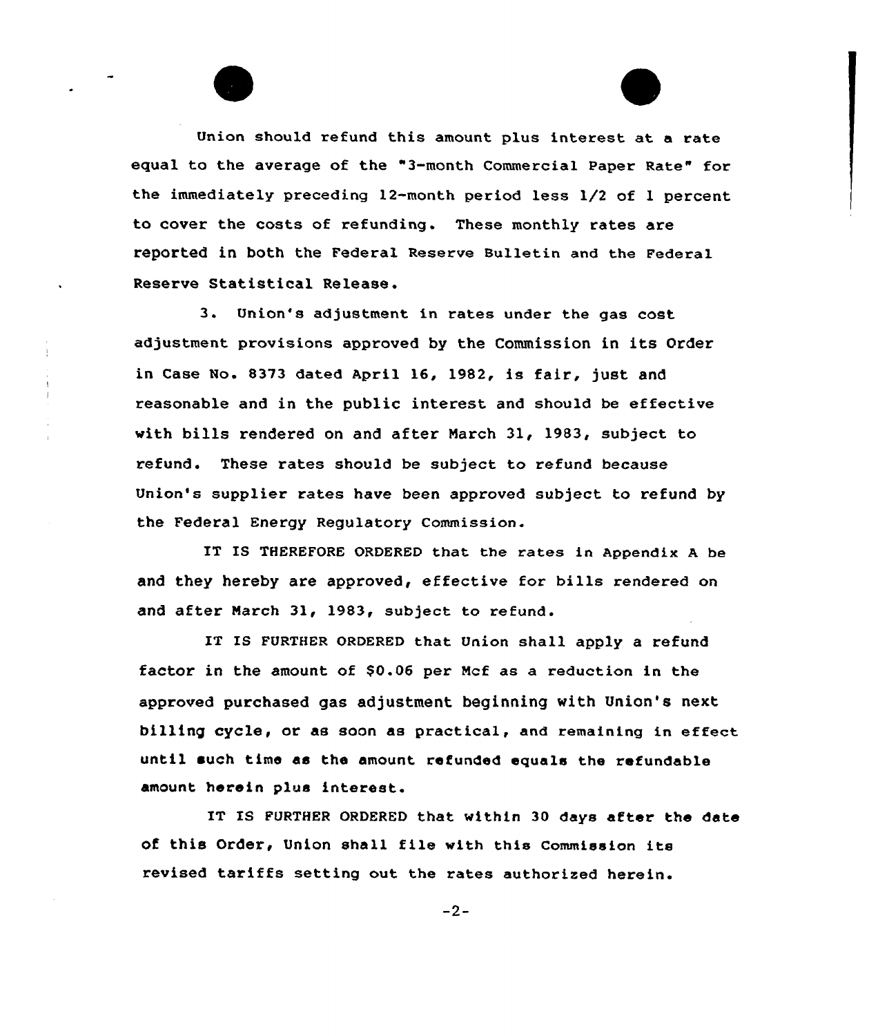Union should refund this amount plus interest at a rate equal to the average of the "3-month Commercial Paper Rate" for the immediately preceding 12-month period less 1/2 of 1 percent to cover the costs of refunding. These monthly rates are reported in both the Federal Reserve Bulletin and the Federal Reserve Statistical Release.

3. Union's adjustment in rates under the gas cost adjustment provisions approved by the Commission in its Order in Case No. 8373 dated April 16, 1982, is fair, just and reasonable and in the public interest and should be effective with bills rendered on and after March 31, 1983, subject to refund. These rates should be subject to refund because Union's supplier rates have been approved subject to refund by the Federal Energy Regulatory Commission.

IT IS THEREFORE ORDERED that the rates in Appendix A be and they hereby are approved, effective for bills rendered on and after March 31, 1983, subject to refund.

IT IS FURTHER ORDERED that Union shall apply a refund factor in the amount of $0.06 per Mcf as a reduction in the approved purchased gas adjustment beginning with Union's next billing cycle, or as soon as practical, and remaining in effect until such time as the amount refunded equals the refundable amount herein plus interest.

IT IS FURTHER ORDERED that within 30 days after the date of this Order, Union shall file with this Commission its revised tariffs setting out the rates authorized herein.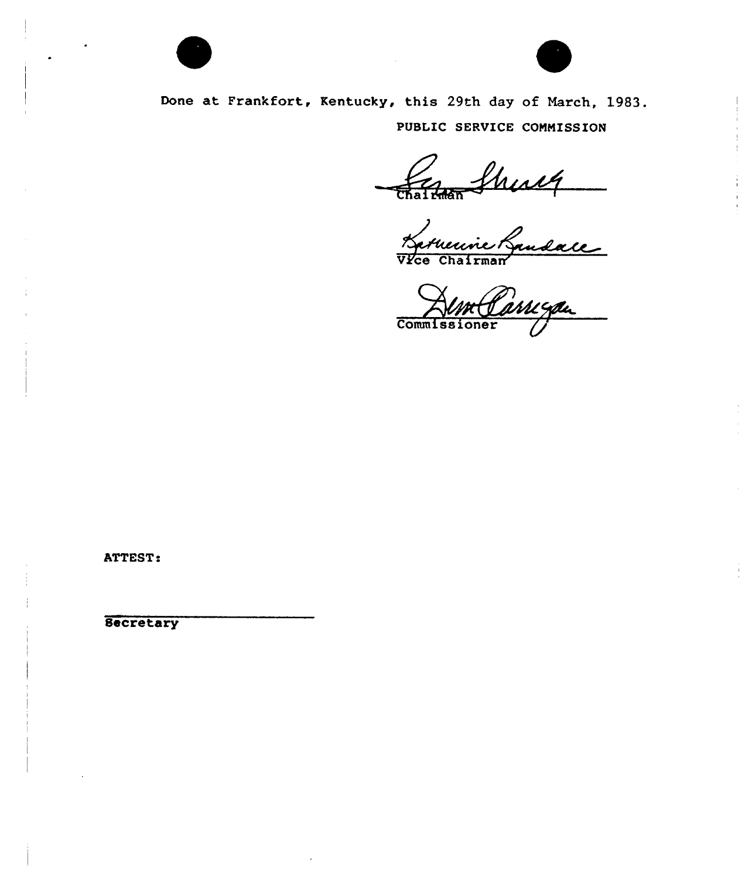Done at Frankfort, Kentucky, this 29th day of March, 1983.

PUBLIC SERVICE COMMISSION

Chairman

Vice Chairman

Commissioner

ATTEST:

Secretary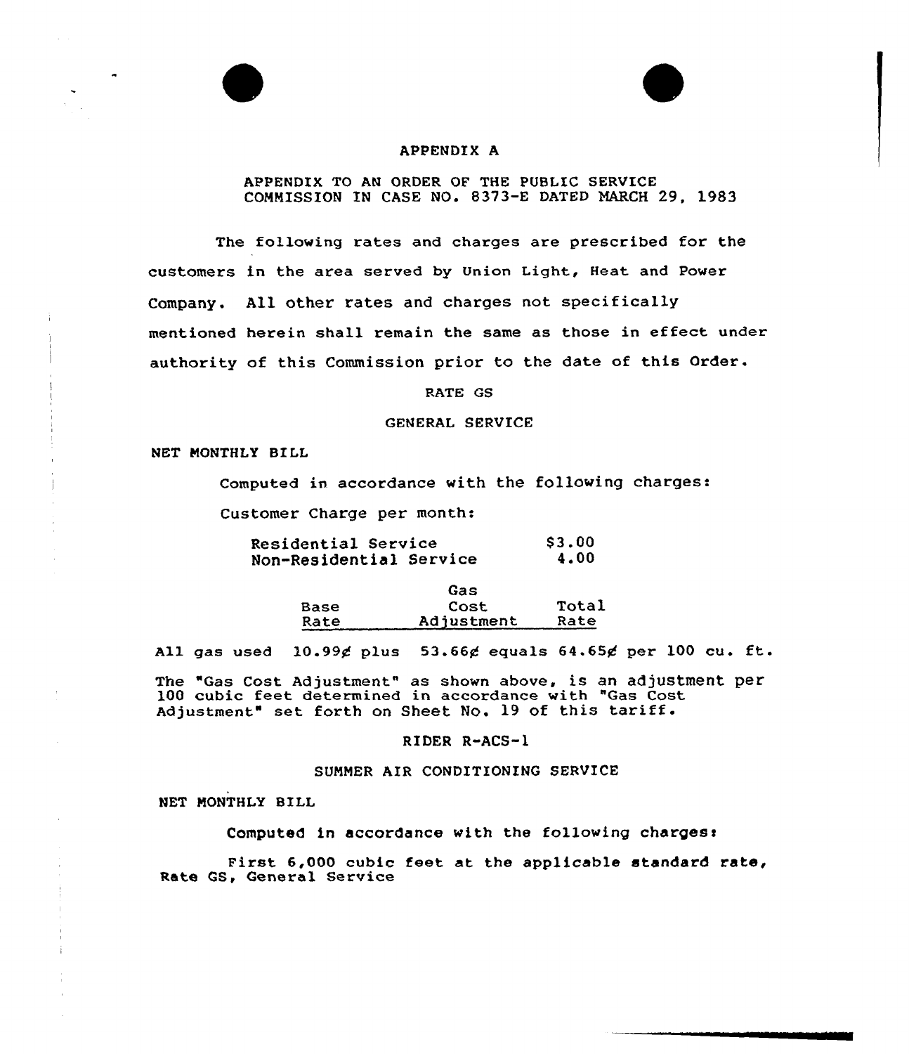# APPENDIX A

APPENDIX TO AN ORDER OF THE PUBLIC SERVICE COMMISSION IN CASE NO. 8373-E DATED MARCH 29, 1983

The following rates and charges are prescribed for the customers in the area served by Union Light, Heat and Power Company. All other rates and charges not specifically mentioned herein shall remain the same as those in effect under authority of this Commission prior to the date of this Order.

## RATE GS

## GENERAL SERVICE

NET MONTHLY BILL

Computed in accordance with the following charges:

Customer Charge per month:

| | |
|---|---|
| Residential Service | $3.00 |
| Non-Residential Service | 4.00 |

| | Base Rate | | Gas Cost Adjustment | | Total Rate | |
|---|---|---|---|---|---|---|
| All gas used | 10.99¢ | plus | 53.66¢ | equals | 64.65¢ | per 100 cu. ft. |

The "Gas Cost Adjustment" as shown above, is an adjustment per 100 cubic feet determined in accordance with "Gas Cost Adjustment" set forth on Sheet No. 19 of this tariff.

## RIDER R-ACS-1

## SUMMER AIR CONDITIONING SERVICE

NET MONTHLY BILL

Computed in accordance with the following charges:

First 6,000 cubic feet at the applicable standard rate, Rate GS, General Service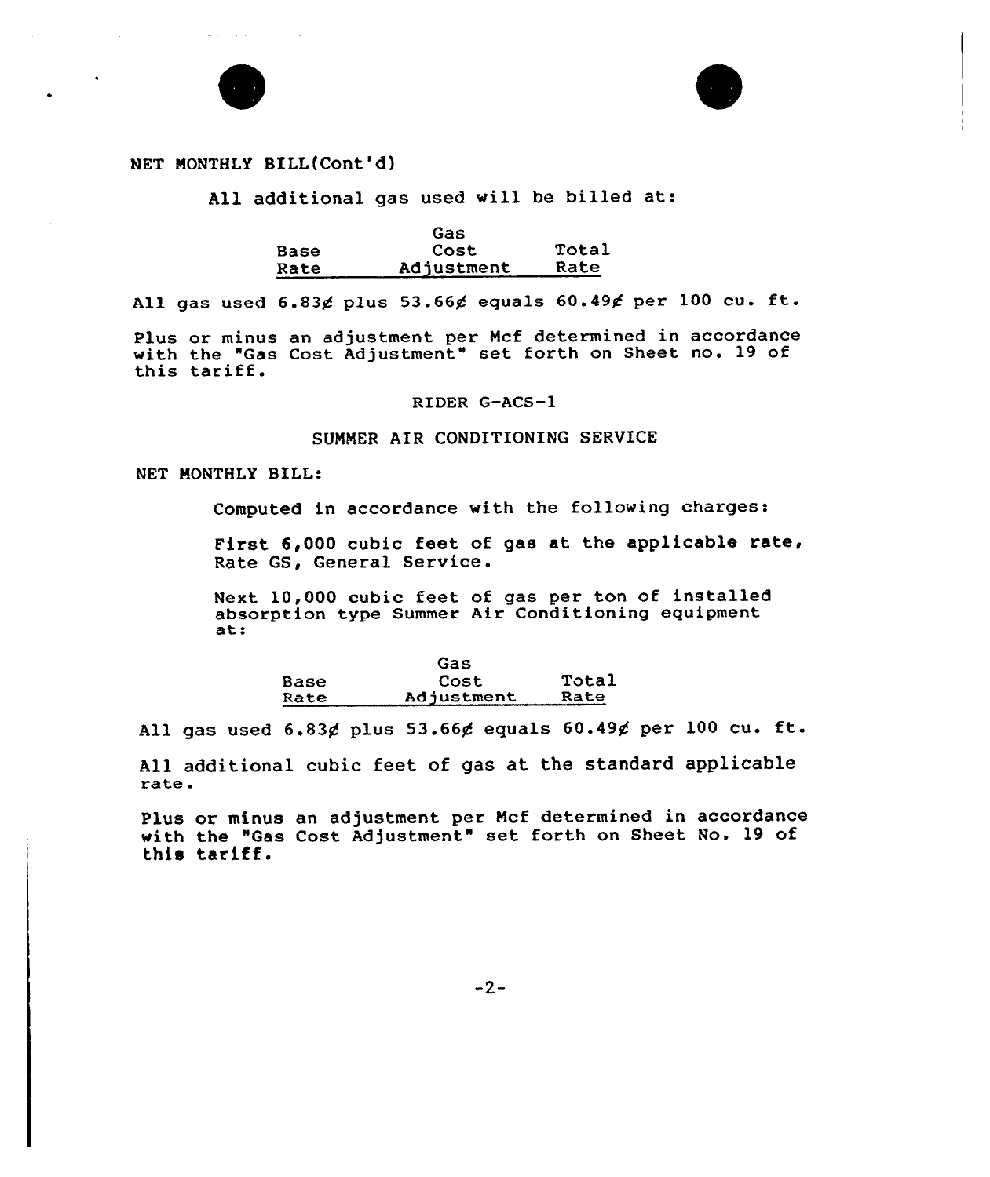NET MONTHLY BILL(Cont'd)

All additional gas used will be billed at:

| | Base Rate | | Gas Cost Adjustment | | Total Rate | |
|---|---|---|---|---|---|---|
| All gas used | 6.83¢ | plus | 53.66¢ | equals | 60.49¢ | per 100 cu. ft. |

Plus or minus an adjustment per Mcf determined in accordance with the "Gas Cost Adjustment" set forth on Sheet no. 19 of this tariff.

RIDER G-ACS-1

SUMMER AIR CONDITIONING SERVICE

NET MONTHLY BILL:

Computed in accordance with the following charges:

First 6,000 cubic feet of gas at the applicable rate, Rate GS, General Service.

Next 10,000 cubic feet of gas per ton of installed absorption type Summer Air Conditioning equipment at:

| | Base Rate | | Gas Cost Adjustment | | Total Rate | |
|---|---|---|---|---|---|---|
| All gas used | 6.83¢ | plus | 53.66¢ | equals | 60.49¢ | per 100 cu. ft. |

All additional cubic feet of gas at the standard applicable rate.

Plus or minus an adjustment per Mcf determined in accordance with the "Gas Cost Adjustment" set forth on Sheet No. 19 of this tariff.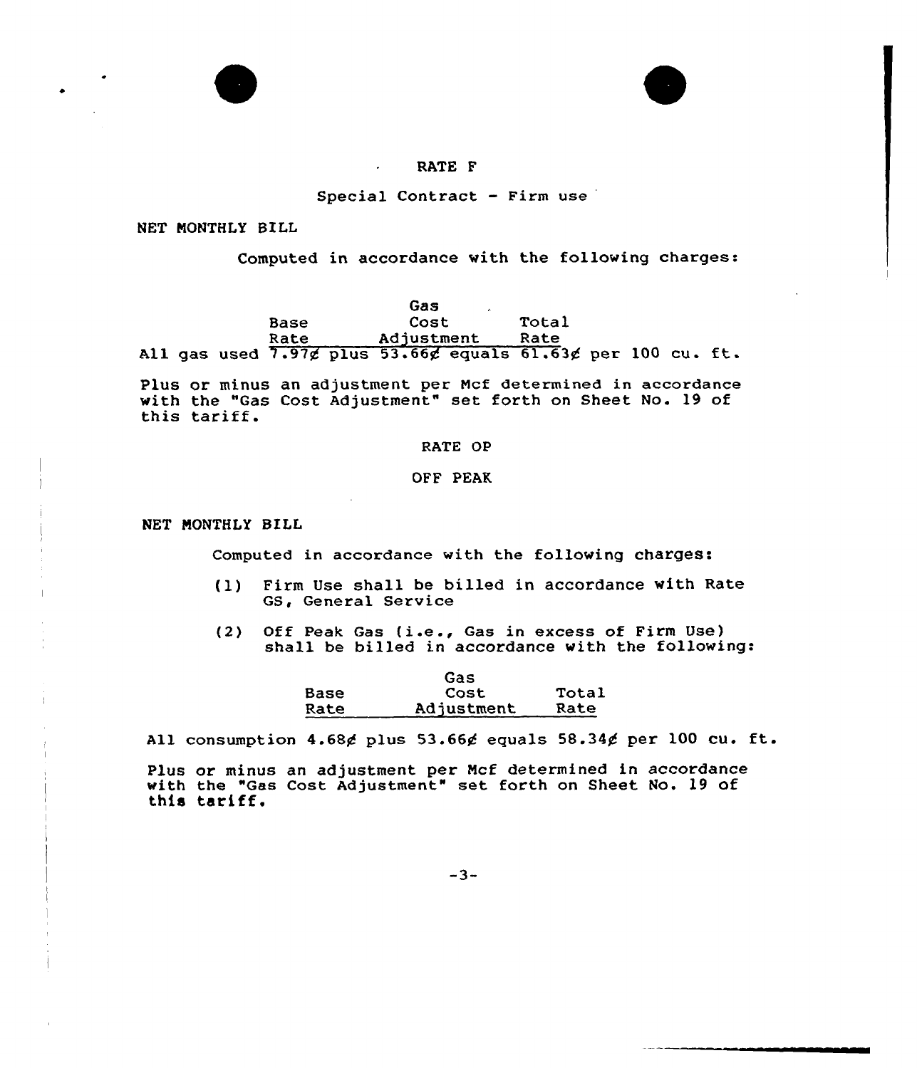## RATE F

Special Contract - Firm use

NET MONTHLY BILL

Computed in accordance with the following charges:

| | Base Rate | | Gas Cost Adjustment | | Total Rate | |
|---|---|---|---|---|---|---|
| All gas used | 7.97¢ | plus | 53.66¢ | equals | 61.63¢ | per 100 cu. ft. |

Plus or minus an adjustment per Mcf determined in accordance with the "Gas Cost Adjustment" set forth on Sheet No. 19 of this tariff.

## RATE OP

OFF PEAK

NET MONTHLY BILL

Computed in accordance with the following charges:

(1) Firm Use shall be billed in accordance with Rate GS, General Service

(2) Off Peak Gas (i.e., Gas in excess of Firm Use) shall be billed in accordance with the following:

| | Base Rate | | Gas Cost Adjustment | | Total Rate | |
|---|---|---|---|---|---|---|
| All consumption | 4.68¢ | plus | 53.66¢ | equals | 58.34¢ | per 100 cu. ft. |

Plus or minus an adjustment per Mcf determined in accordance with the "Gas Cost Adjustment" set forth on Sheet No. 19 of this tariff.